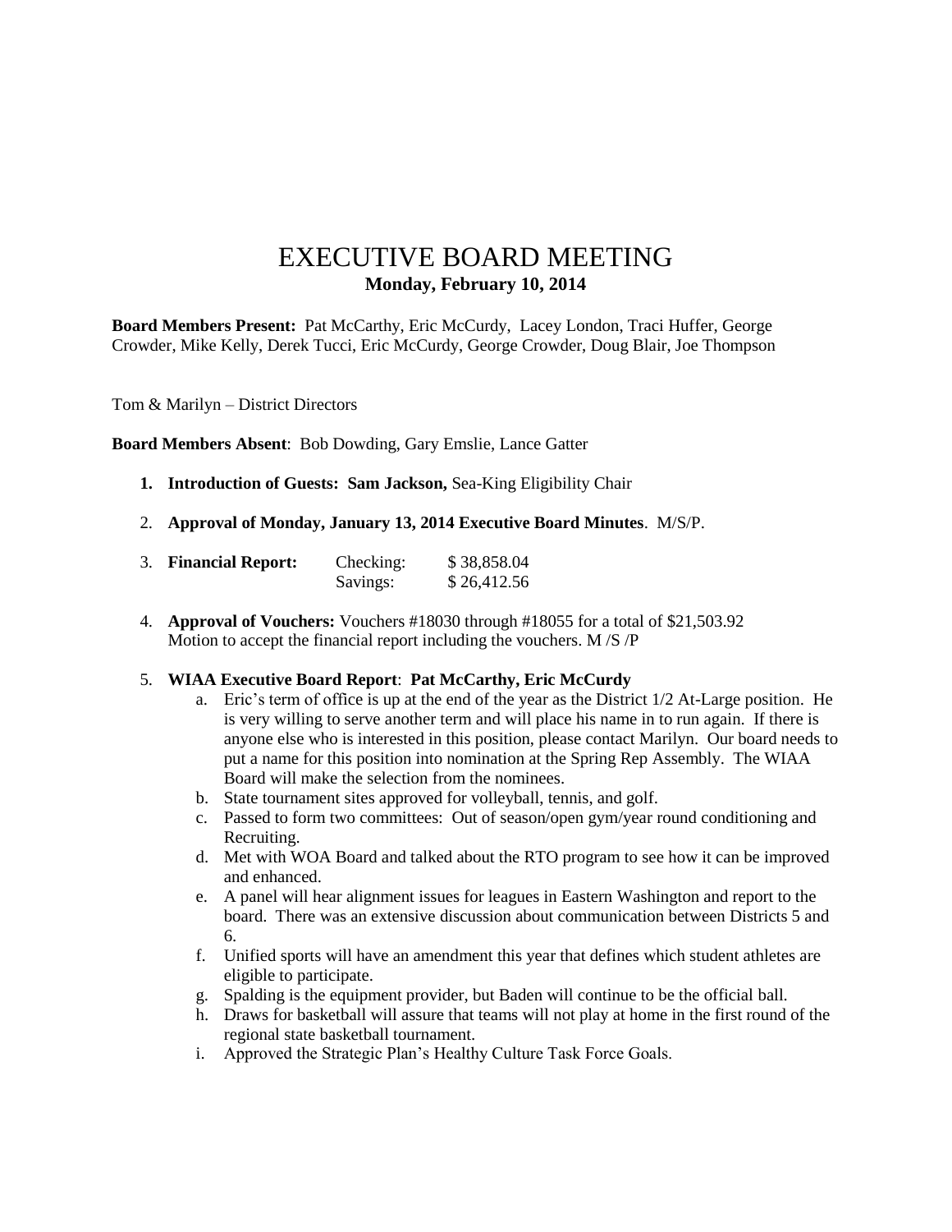# EXECUTIVE BOARD MEETING

**Monday, February 10, 2014**

**Board Members Present:** Pat McCarthy, Eric McCurdy, Lacey London, Traci Huffer, George Crowder, Mike Kelly, Derek Tucci, Eric McCurdy, George Crowder, Doug Blair, Joe Thompson

Tom & Marilyn – District Directors

**Board Members Absent**: Bob Dowding, Gary Emslie, Lance Gatter

1. **Introduction of Guests: Sam Jackson,** Sea-King Eligibility Chair
2. **Approval of Monday, January 13, 2014 Executive Board Minutes**. M/S/P.
3. **Financial Report:**

   | | |
   |---|---|
   | Checking: | $ 38,858.04 |
   | Savings: | $ 26,412.56 |

4. **Approval of Vouchers:** Vouchers #18030 through #18055 for a total of $21,503.92
   Motion to accept the financial report including the vouchers. M /S /P
5. **WIAA Executive Board Report**: **Pat McCarthy, Eric McCurdy**
   a. Eric's term of office is up at the end of the year as the District 1/2 At-Large position. He is very willing to serve another term and will place his name in to run again. If there is anyone else who is interested in this position, please contact Marilyn. Our board needs to put a name for this position into nomination at the Spring Rep Assembly. The WIAA Board will make the selection from the nominees.
   b. State tournament sites approved for volleyball, tennis, and golf.
   c. Passed to form two committees: Out of season/open gym/year round conditioning and Recruiting.
   d. Met with WOA Board and talked about the RTO program to see how it can be improved and enhanced.
   e. A panel will hear alignment issues for leagues in Eastern Washington and report to the board. There was an extensive discussion about communication between Districts 5 and 6.
   f. Unified sports will have an amendment this year that defines which student athletes are eligible to participate.
   g. Spalding is the equipment provider, but Baden will continue to be the official ball.
   h. Draws for basketball will assure that teams will not play at home in the first round of the regional state basketball tournament.
   i. Approved the Strategic Plan's Healthy Culture Task Force Goals.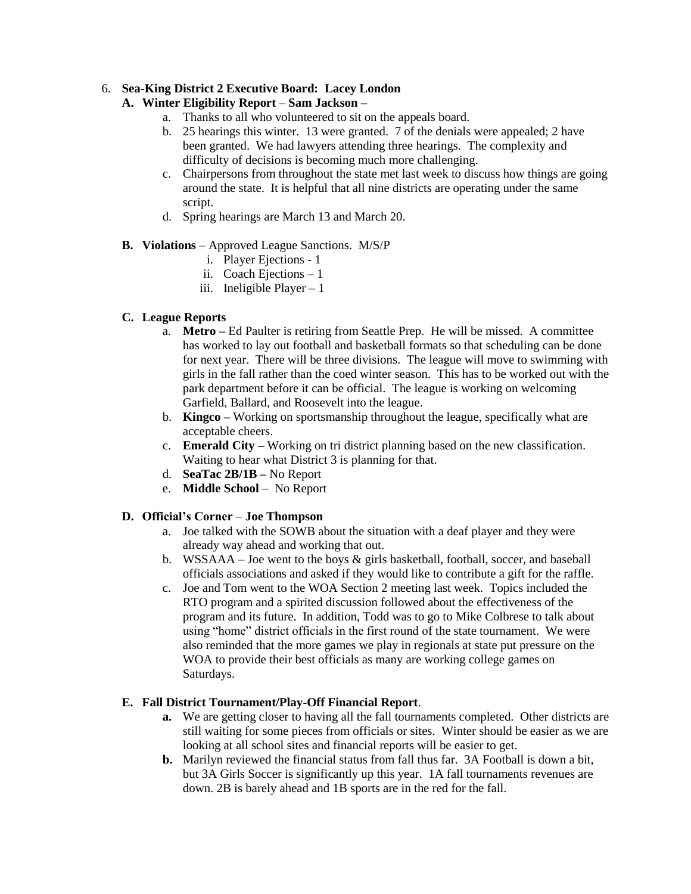6. **Sea-King District 2 Executive Board: Lacey London**

   **A. Winter Eligibility Report** – **Sam Jackson –**

   a. Thanks to all who volunteered to sit on the appeals board.
   b. 25 hearings this winter. 13 were granted. 7 of the denials were appealed; 2 have been granted. We had lawyers attending three hearings. The complexity and difficulty of decisions is becoming much more challenging.
   c. Chairpersons from throughout the state met last week to discuss how things are going around the state. It is helpful that all nine districts are operating under the same script.
   d. Spring hearings are March 13 and March 20.

   **B. Violations** – Approved League Sanctions. M/S/P

   i. Player Ejections - 1
   ii. Coach Ejections – 1
   iii. Ineligible Player – 1

   **C. League Reports**

   a. **Metro –** Ed Paulter is retiring from Seattle Prep. He will be missed. A committee has worked to lay out football and basketball formats so that scheduling can be done for next year. There will be three divisions. The league will move to swimming with girls in the fall rather than the coed winter season. This has to be worked out with the park department before it can be official. The league is working on welcoming Garfield, Ballard, and Roosevelt into the league.
   b. **Kingco –** Working on sportsmanship throughout the league, specifically what are acceptable cheers.
   c. **Emerald City –** Working on tri district planning based on the new classification. Waiting to hear what District 3 is planning for that.
   d. **SeaTac 2B/1B –** No Report
   e. **Middle School** – No Report

   **D. Official's Corner** – **Joe Thompson**

   a. Joe talked with the SOWB about the situation with a deaf player and they were already way ahead and working that out.
   b. WSSAAA – Joe went to the boys & girls basketball, football, soccer, and baseball officials associations and asked if they would like to contribute a gift for the raffle.
   c. Joe and Tom went to the WOA Section 2 meeting last week. Topics included the RTO program and a spirited discussion followed about the effectiveness of the program and its future. In addition, Todd was to go to Mike Colbrese to talk about using "home" district officials in the first round of the state tournament. We were also reminded that the more games we play in regionals at state put pressure on the WOA to provide their best officials as many are working college games on Saturdays.

   **E. Fall District Tournament/Play-Off Financial Report**.

   **a.** We are getting closer to having all the fall tournaments completed. Other districts are still waiting for some pieces from officials or sites. Winter should be easier as we are looking at all school sites and financial reports will be easier to get.
   **b.** Marilyn reviewed the financial status from fall thus far. 3A Football is down a bit, but 3A Girls Soccer is significantly up this year. 1A fall tournaments revenues are down. 2B is barely ahead and 1B sports are in the red for the fall.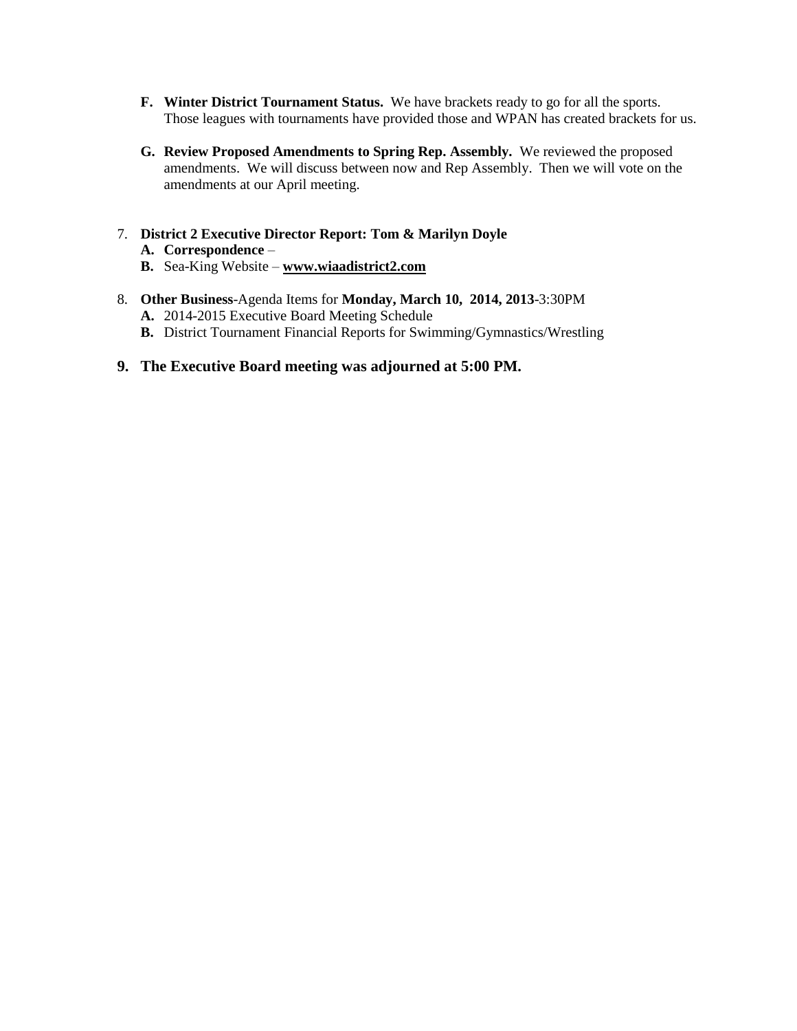F. **Winter District Tournament Status.** We have brackets ready to go for all the sports. Those leagues with tournaments have provided those and WPAN has created brackets for us.

G. **Review Proposed Amendments to Spring Rep. Assembly.** We reviewed the proposed amendments. We will discuss between now and Rep Assembly. Then we will vote on the amendments at our April meeting.

7. **District 2 Executive Director Report: Tom & Marilyn Doyle**
   - **A. Correspondence** –
   - **B.** Sea-King Website – **www.wiaadistrict2.com**

8. **Other Business**-Agenda Items for **Monday, March 10, 2014, 2013**-3:30PM
   - **A.** 2014-2015 Executive Board Meeting Schedule
   - **B.** District Tournament Financial Reports for Swimming/Gymnastics/Wrestling

9. **The Executive Board meeting was adjourned at 5:00 PM.**